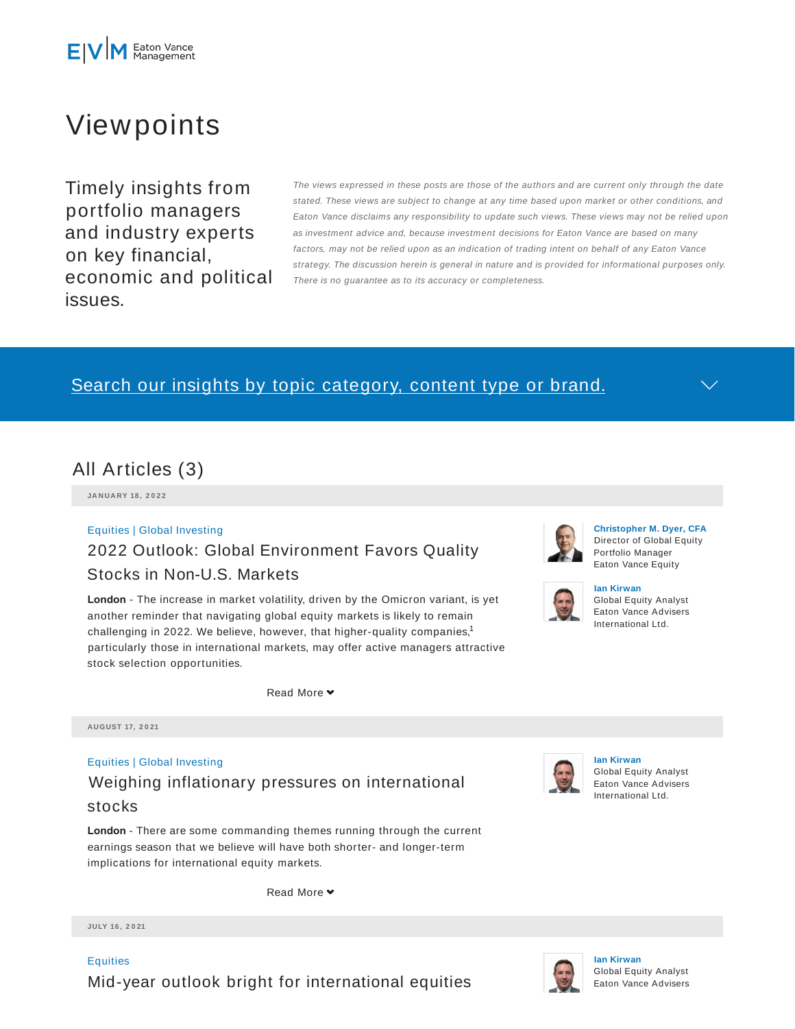E|V|M Eaton Vance Management

# Viewpoints

Timely insights from portfolio managers and industry experts on key financial, economic and political issues.

*The views expressed in these posts are those of the authors and are current only through the date stated. These views are subject to change at any time based upon market or other conditions, and Eaton Vance disclaims any responsibility to update such views. These views may not be relied upon as investment advice and, because investment decisions for Eaton Vance are based on many factors, may not be relied upon as an indication of trading intent on behalf of any Eaton Vance strategy. The discussion herein is general in nature and is provided for informational purposes only. There is no guarantee as to its accuracy or completeness.*

Search our insights by topic category, content type or brand.

## All Articles (3)

**JANUARY 18, 2022**

Equities | Global Investing

### 2022 Outlook: Global Environment Favors Quality Stocks in Non-U.S. Markets

**London** - The increase in market volatility, driven by the Omicron variant, is yet another reminder that navigating global equity markets is likely to remain challenging in 2022. We believe, however, that higher-quality companies,[1] particularly those in international markets, may offer active managers attractive stock selection opportunities.

Read More

**Christopher M. Dyer, CFA**
Director of Global Equity
Portfolio Manager
Eaton Vance Equity

**Ian Kirwan**
Global Equity Analyst
Eaton Vance Advisers International Ltd.

**AUGUST 17, 2021**

Equities | Global Investing

### Weighing inflationary pressures on international stocks

**London** - There are some commanding themes running through the current earnings season that we believe will have both shorter- and longer-term implications for international equity markets.

Read More

**Ian Kirwan**
Global Equity Analyst
Eaton Vance Advisers International Ltd.

**JULY 16, 2021**

Equities

### Mid-year outlook bright for international equities

**Ian Kirwan**
Global Equity Analyst
Eaton Vance Advisers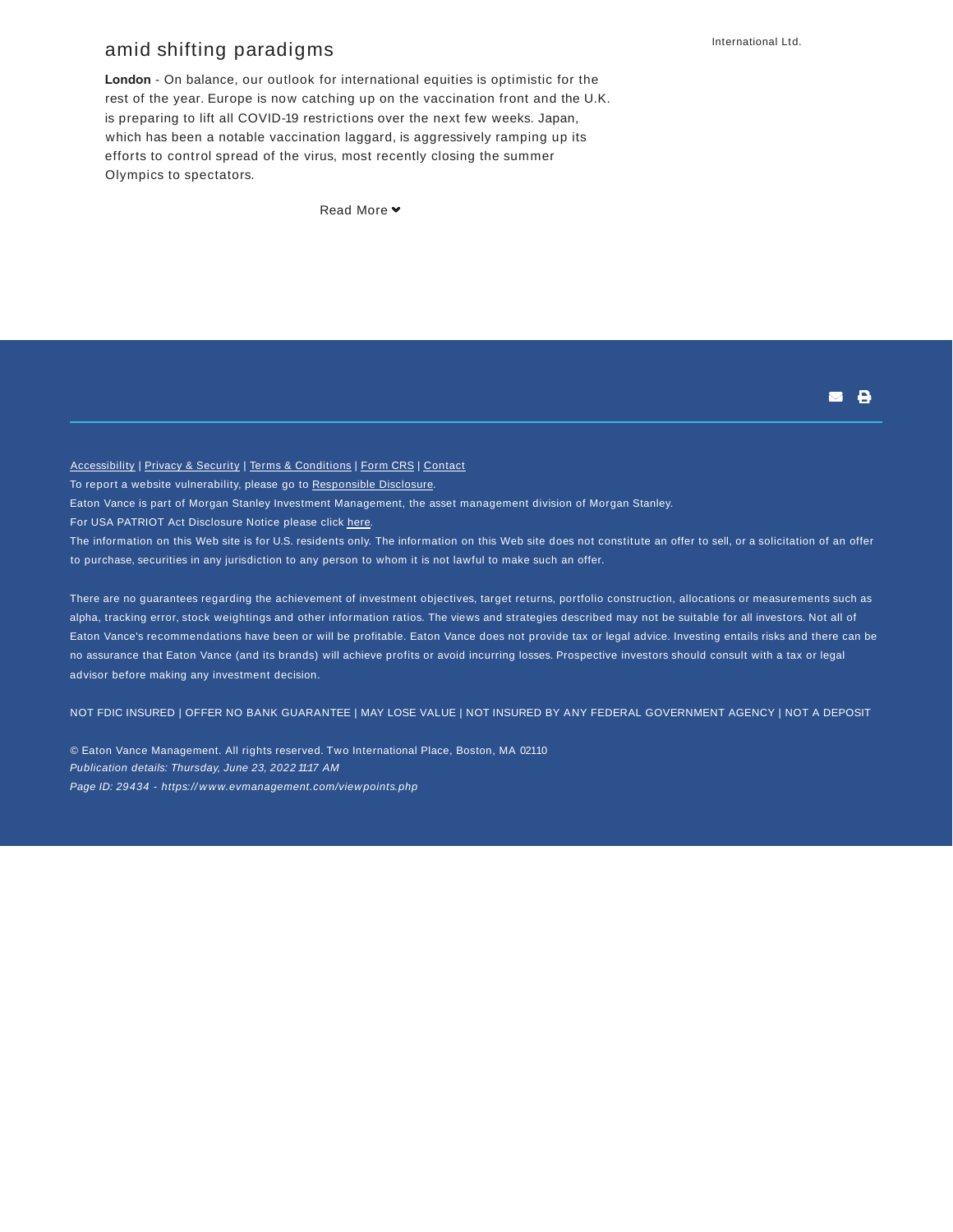## amid shifting paradigms

International Ltd.

**London** - On balance, our outlook for international equities is optimistic for the rest of the year. Europe is now catching up on the vaccination front and the U.K. is preparing to lift all COVID-19 restrictions over the next few weeks. Japan, which has been a notable vaccination laggard, is aggressively ramping up its efforts to control spread of the virus, most recently closing the summer Olympics to spectators.

Read More

Accessibility | Privacy & Security | Terms & Conditions | Form CRS | Contact

To report a website vulnerability, please go to Responsible Disclosure.

Eaton Vance is part of Morgan Stanley Investment Management, the asset management division of Morgan Stanley.

For USA PATRIOT Act Disclosure Notice please click here.

The information on this Web site is for U.S. residents only. The information on this Web site does not constitute an offer to sell, or a solicitation of an offer to purchase, securities in any jurisdiction to any person to whom it is not lawful to make such an offer.

There are no guarantees regarding the achievement of investment objectives, target returns, portfolio construction, allocations or measurements such as alpha, tracking error, stock weightings and other information ratios. The views and strategies described may not be suitable for all investors. Not all of Eaton Vance's recommendations have been or will be profitable. Eaton Vance does not provide tax or legal advice. Investing entails risks and there can be no assurance that Eaton Vance (and its brands) will achieve profits or avoid incurring losses. Prospective investors should consult with a tax or legal advisor before making any investment decision.

NOT FDIC INSURED | OFFER NO BANK GUARANTEE | MAY LOSE VALUE | NOT INSURED BY ANY FEDERAL GOVERNMENT AGENCY | NOT A DEPOSIT

© Eaton Vance Management. All rights reserved. Two International Place, Boston, MA 02110

*Publication details: Thursday, June 23, 2022 11:17 AM*

*Page ID: 29434 - https://www.evmanagement.com/viewpoints.php*